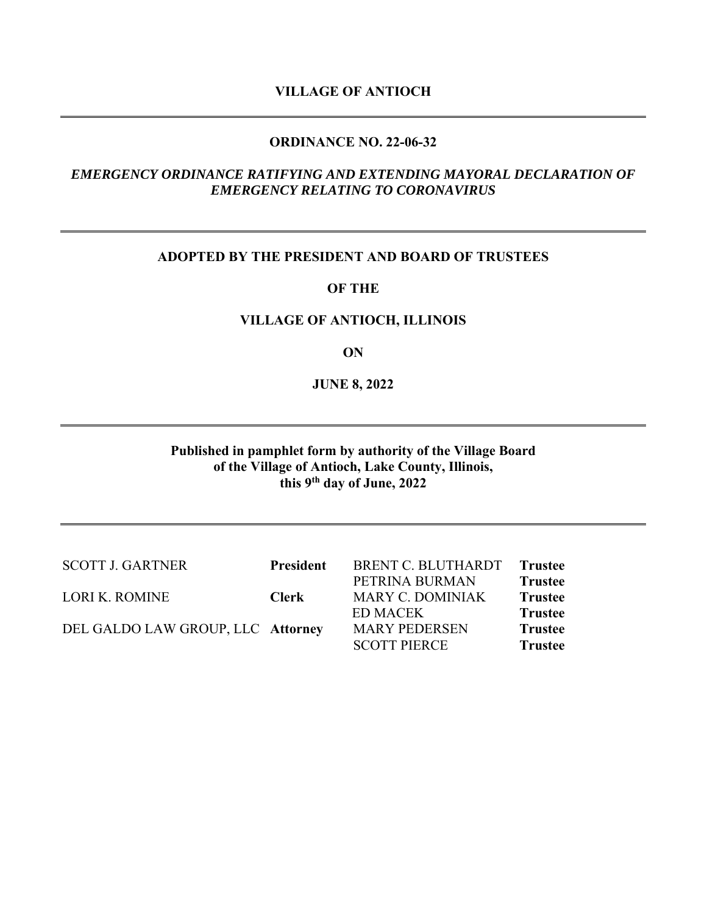**VILLAGE OF ANTIOCH**

---

**ORDINANCE NO. 22-06-32**

***EMERGENCY ORDINANCE RATIFYING AND EXTENDING MAYORAL DECLARATION OF EMERGENCY RELATING TO CORONAVIRUS***

---

**ADOPTED BY THE PRESIDENT AND BOARD OF TRUSTEES**

**OF THE**

**VILLAGE OF ANTIOCH, ILLINOIS**

**ON**

**JUNE 8, 2022**

---

**Published in pamphlet form by authority of the Village Board of the Village of Antioch, Lake County, Illinois, this 9th day of June, 2022**

---

| | | | |
|---|---|---|---|
| SCOTT J. GARTNER | **President** | BRENT C. BLUTHARDT | **Trustee** |
| | | PETRINA BURMAN | **Trustee** |
| LORI K. ROMINE | **Clerk** | MARY C. DOMINIAK | **Trustee** |
| | | ED MACEK | **Trustee** |
| DEL GALDO LAW GROUP, LLC | **Attorney** | MARY PEDERSEN | **Trustee** |
| | | SCOTT PIERCE | **Trustee** |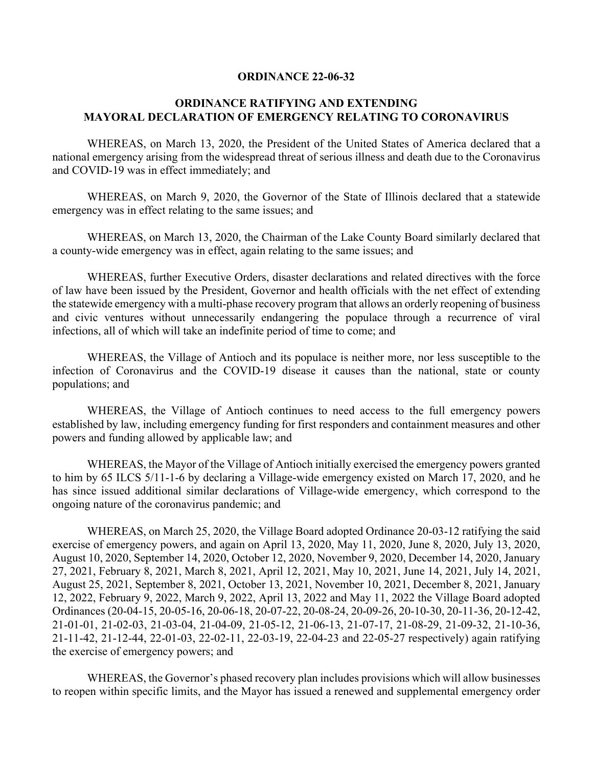**ORDINANCE 22-06-32**

**ORDINANCE RATIFYING AND EXTENDING MAYORAL DECLARATION OF EMERGENCY RELATING TO CORONAVIRUS**

WHEREAS, on March 13, 2020, the President of the United States of America declared that a national emergency arising from the widespread threat of serious illness and death due to the Coronavirus and COVID-19 was in effect immediately; and

WHEREAS, on March 9, 2020, the Governor of the State of Illinois declared that a statewide emergency was in effect relating to the same issues; and

WHEREAS, on March 13, 2020, the Chairman of the Lake County Board similarly declared that a county-wide emergency was in effect, again relating to the same issues; and

WHEREAS, further Executive Orders, disaster declarations and related directives with the force of law have been issued by the President, Governor and health officials with the net effect of extending the statewide emergency with a multi-phase recovery program that allows an orderly reopening of business and civic ventures without unnecessarily endangering the populace through a recurrence of viral infections, all of which will take an indefinite period of time to come; and

WHEREAS, the Village of Antioch and its populace is neither more, nor less susceptible to the infection of Coronavirus and the COVID-19 disease it causes than the national, state or county populations; and

WHEREAS, the Village of Antioch continues to need access to the full emergency powers established by law, including emergency funding for first responders and containment measures and other powers and funding allowed by applicable law; and

WHEREAS, the Mayor of the Village of Antioch initially exercised the emergency powers granted to him by 65 ILCS 5/11-1-6 by declaring a Village-wide emergency existed on March 17, 2020, and he has since issued additional similar declarations of Village-wide emergency, which correspond to the ongoing nature of the coronavirus pandemic; and

WHEREAS, on March 25, 2020, the Village Board adopted Ordinance 20-03-12 ratifying the said exercise of emergency powers, and again on April 13, 2020, May 11, 2020, June 8, 2020, July 13, 2020, August 10, 2020, September 14, 2020, October 12, 2020, November 9, 2020, December 14, 2020, January 27, 2021, February 8, 2021, March 8, 2021, April 12, 2021, May 10, 2021, June 14, 2021, July 14, 2021, August 25, 2021, September 8, 2021, October 13, 2021, November 10, 2021, December 8, 2021, January 12, 2022, February 9, 2022, March 9, 2022, April 13, 2022 and May 11, 2022 the Village Board adopted Ordinances (20-04-15, 20-05-16, 20-06-18, 20-07-22, 20-08-24, 20-09-26, 20-10-30, 20-11-36, 20-12-42, 21-01-01, 21-02-03, 21-03-04, 21-04-09, 21-05-12, 21-06-13, 21-07-17, 21-08-29, 21-09-32, 21-10-36, 21-11-42, 21-12-44, 22-01-03, 22-02-11, 22-03-19, 22-04-23 and 22-05-27 respectively) again ratifying the exercise of emergency powers; and

WHEREAS, the Governor's phased recovery plan includes provisions which will allow businesses to reopen within specific limits, and the Mayor has issued a renewed and supplemental emergency order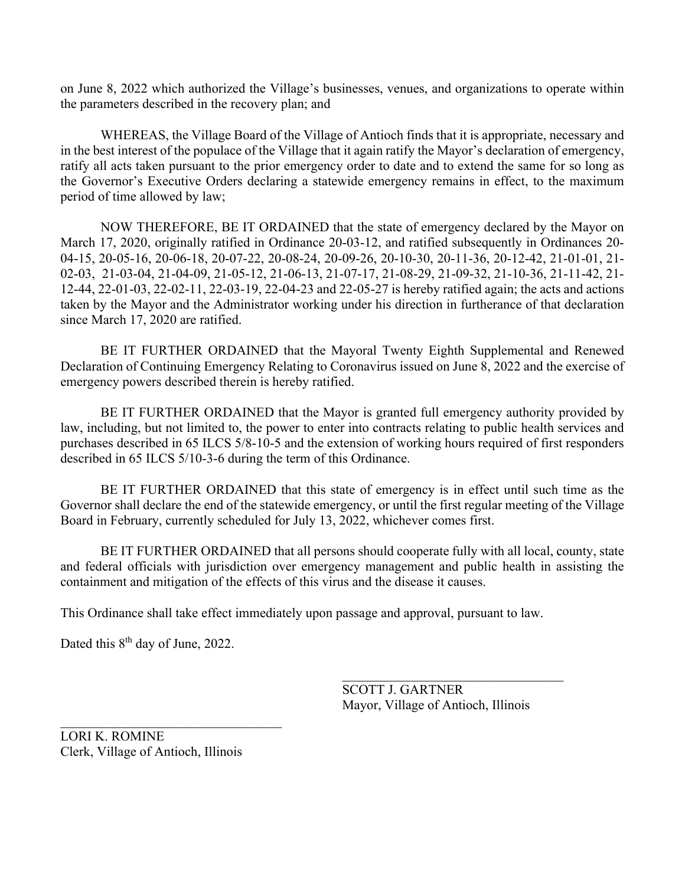on June 8, 2022 which authorized the Village's businesses, venues, and organizations to operate within the parameters described in the recovery plan; and

WHEREAS, the Village Board of the Village of Antioch finds that it is appropriate, necessary and in the best interest of the populace of the Village that it again ratify the Mayor's declaration of emergency, ratify all acts taken pursuant to the prior emergency order to date and to extend the same for so long as the Governor's Executive Orders declaring a statewide emergency remains in effect, to the maximum period of time allowed by law;

NOW THEREFORE, BE IT ORDAINED that the state of emergency declared by the Mayor on March 17, 2020, originally ratified in Ordinance 20-03-12, and ratified subsequently in Ordinances 20-04-15, 20-05-16, 20-06-18, 20-07-22, 20-08-24, 20-09-26, 20-10-30, 20-11-36, 20-12-42, 21-01-01, 21-02-03, 21-03-04, 21-04-09, 21-05-12, 21-06-13, 21-07-17, 21-08-29, 21-09-32, 21-10-36, 21-11-42, 21-12-44, 22-01-03, 22-02-11, 22-03-19, 22-04-23 and 22-05-27 is hereby ratified again; the acts and actions taken by the Mayor and the Administrator working under his direction in furtherance of that declaration since March 17, 2020 are ratified.

BE IT FURTHER ORDAINED that the Mayoral Twenty Eighth Supplemental and Renewed Declaration of Continuing Emergency Relating to Coronavirus issued on June 8, 2022 and the exercise of emergency powers described therein is hereby ratified.

BE IT FURTHER ORDAINED that the Mayor is granted full emergency authority provided by law, including, but not limited to, the power to enter into contracts relating to public health services and purchases described in 65 ILCS 5/8-10-5 and the extension of working hours required of first responders described in 65 ILCS 5/10-3-6 during the term of this Ordinance.

BE IT FURTHER ORDAINED that this state of emergency is in effect until such time as the Governor shall declare the end of the statewide emergency, or until the first regular meeting of the Village Board in February, currently scheduled for July 13, 2022, whichever comes first.

BE IT FURTHER ORDAINED that all persons should cooperate fully with all local, county, state and federal officials with jurisdiction over emergency management and public health in assisting the containment and mitigation of the effects of this virus and the disease it causes.

This Ordinance shall take effect immediately upon passage and approval, pursuant to law.

Dated this 8th day of June, 2022.

\_\_\_\_\_\_\_\_\_\_\_\_\_\_\_\_\_\_\_\_\_\_\_\_\_\_\_\_\_\_\_\_\_\_

SCOTT J. GARTNER
Mayor, Village of Antioch, Illinois

\_\_\_\_\_\_\_\_\_\_\_\_\_\_\_\_\_\_\_\_\_\_\_\_\_\_\_\_\_\_\_\_\_\_

LORI K. ROMINE
Clerk, Village of Antioch, Illinois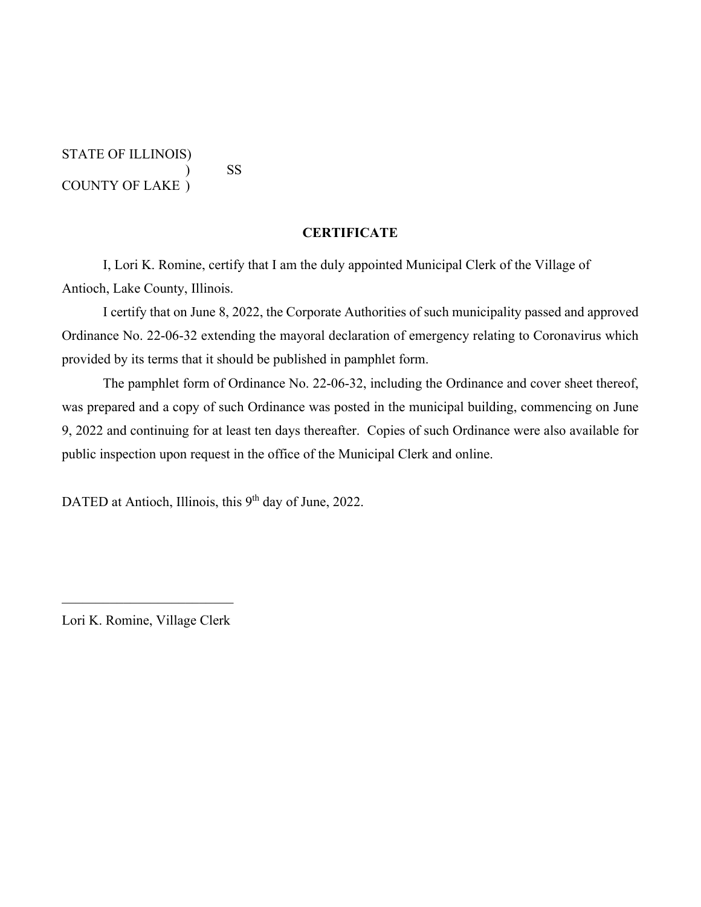STATE OF ILLINOIS)
) SS
COUNTY OF LAKE )

**CERTIFICATE**

I, Lori K. Romine, certify that I am the duly appointed Municipal Clerk of the Village of Antioch, Lake County, Illinois.

I certify that on June 8, 2022, the Corporate Authorities of such municipality passed and approved Ordinance No. 22-06-32 extending the mayoral declaration of emergency relating to Coronavirus which provided by its terms that it should be published in pamphlet form.

The pamphlet form of Ordinance No. 22-06-32, including the Ordinance and cover sheet thereof, was prepared and a copy of such Ordinance was posted in the municipal building, commencing on June 9, 2022 and continuing for at least ten days thereafter. Copies of such Ordinance were also available for public inspection upon request in the office of the Municipal Clerk and online.

DATED at Antioch, Illinois, this 9th day of June, 2022.

\_\_\_\_\_\_\_\_\_\_\_\_\_\_\_\_\_\_\_\_\_\_\_\_\_\_

Lori K. Romine, Village Clerk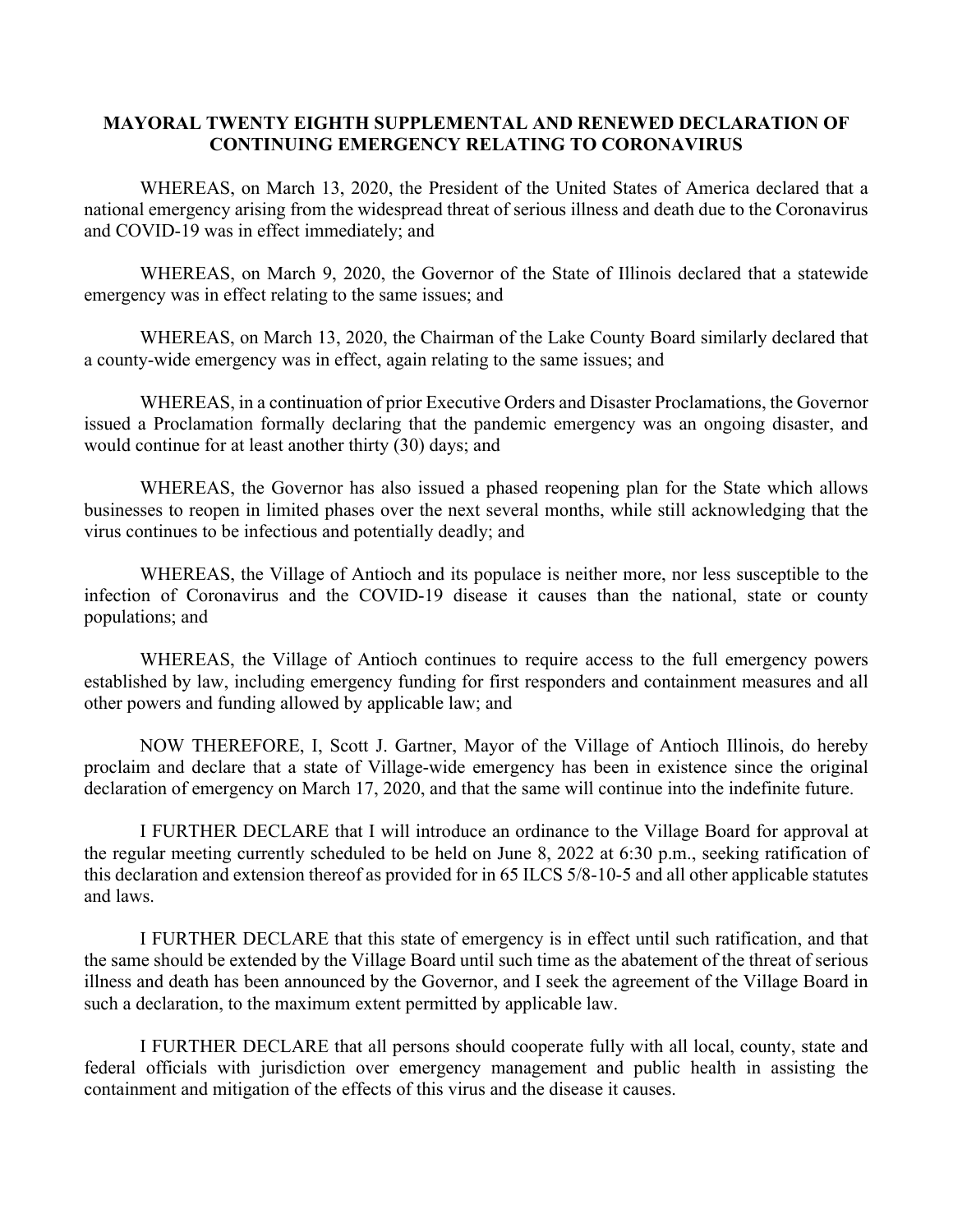**MAYORAL TWENTY EIGHTH SUPPLEMENTAL AND RENEWED DECLARATION OF CONTINUING EMERGENCY RELATING TO CORONAVIRUS**

WHEREAS, on March 13, 2020, the President of the United States of America declared that a national emergency arising from the widespread threat of serious illness and death due to the Coronavirus and COVID-19 was in effect immediately; and

WHEREAS, on March 9, 2020, the Governor of the State of Illinois declared that a statewide emergency was in effect relating to the same issues; and

WHEREAS, on March 13, 2020, the Chairman of the Lake County Board similarly declared that a county-wide emergency was in effect, again relating to the same issues; and

WHEREAS, in a continuation of prior Executive Orders and Disaster Proclamations, the Governor issued a Proclamation formally declaring that the pandemic emergency was an ongoing disaster, and would continue for at least another thirty (30) days; and

WHEREAS, the Governor has also issued a phased reopening plan for the State which allows businesses to reopen in limited phases over the next several months, while still acknowledging that the virus continues to be infectious and potentially deadly; and

WHEREAS, the Village of Antioch and its populace is neither more, nor less susceptible to the infection of Coronavirus and the COVID-19 disease it causes than the national, state or county populations; and

WHEREAS, the Village of Antioch continues to require access to the full emergency powers established by law, including emergency funding for first responders and containment measures and all other powers and funding allowed by applicable law; and

NOW THEREFORE, I, Scott J. Gartner, Mayor of the Village of Antioch Illinois, do hereby proclaim and declare that a state of Village-wide emergency has been in existence since the original declaration of emergency on March 17, 2020, and that the same will continue into the indefinite future.

I FURTHER DECLARE that I will introduce an ordinance to the Village Board for approval at the regular meeting currently scheduled to be held on June 8, 2022 at 6:30 p.m., seeking ratification of this declaration and extension thereof as provided for in 65 ILCS 5/8-10-5 and all other applicable statutes and laws.

I FURTHER DECLARE that this state of emergency is in effect until such ratification, and that the same should be extended by the Village Board until such time as the abatement of the threat of serious illness and death has been announced by the Governor, and I seek the agreement of the Village Board in such a declaration, to the maximum extent permitted by applicable law.

I FURTHER DECLARE that all persons should cooperate fully with all local, county, state and federal officials with jurisdiction over emergency management and public health in assisting the containment and mitigation of the effects of this virus and the disease it causes.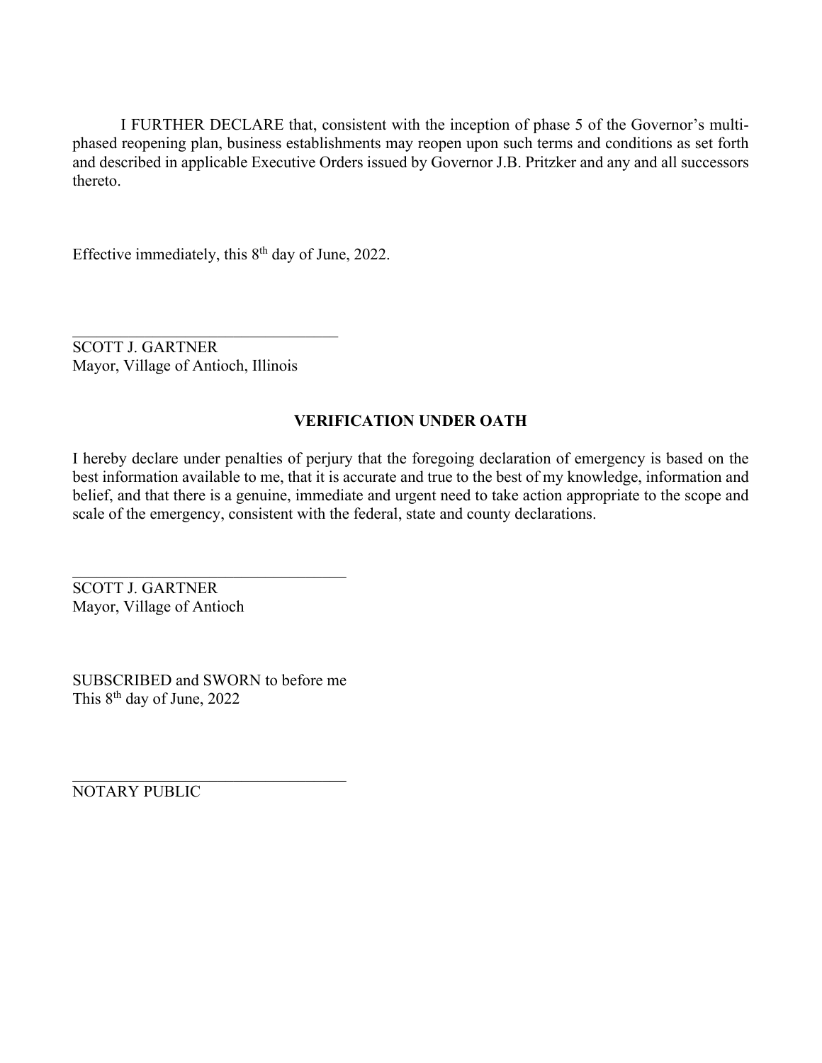I FURTHER DECLARE that, consistent with the inception of phase 5 of the Governor's multi-phased reopening plan, business establishments may reopen upon such terms and conditions as set forth and described in applicable Executive Orders issued by Governor J.B. Pritzker and any and all successors thereto.

Effective immediately, this 8th day of June, 2022.

\_\_\_\_\_\_\_\_\_\_\_\_\_\_\_\_\_\_\_\_\_\_\_\_\_\_\_\_\_\_\_\_\_\_\_\_
SCOTT J. GARTNER
Mayor, Village of Antioch, Illinois

**VERIFICATION UNDER OATH**

I hereby declare under penalties of perjury that the foregoing declaration of emergency is based on the best information available to me, that it is accurate and true to the best of my knowledge, information and belief, and that there is a genuine, immediate and urgent need to take action appropriate to the scope and scale of the emergency, consistent with the federal, state and county declarations.

\_\_\_\_\_\_\_\_\_\_\_\_\_\_\_\_\_\_\_\_\_\_\_\_\_\_\_\_\_\_\_\_\_\_\_\_
SCOTT J. GARTNER
Mayor, Village of Antioch

SUBSCRIBED and SWORN to before me
This 8th day of June, 2022

\_\_\_\_\_\_\_\_\_\_\_\_\_\_\_\_\_\_\_\_\_\_\_\_\_\_\_\_\_\_\_\_\_\_\_\_
NOTARY PUBLIC